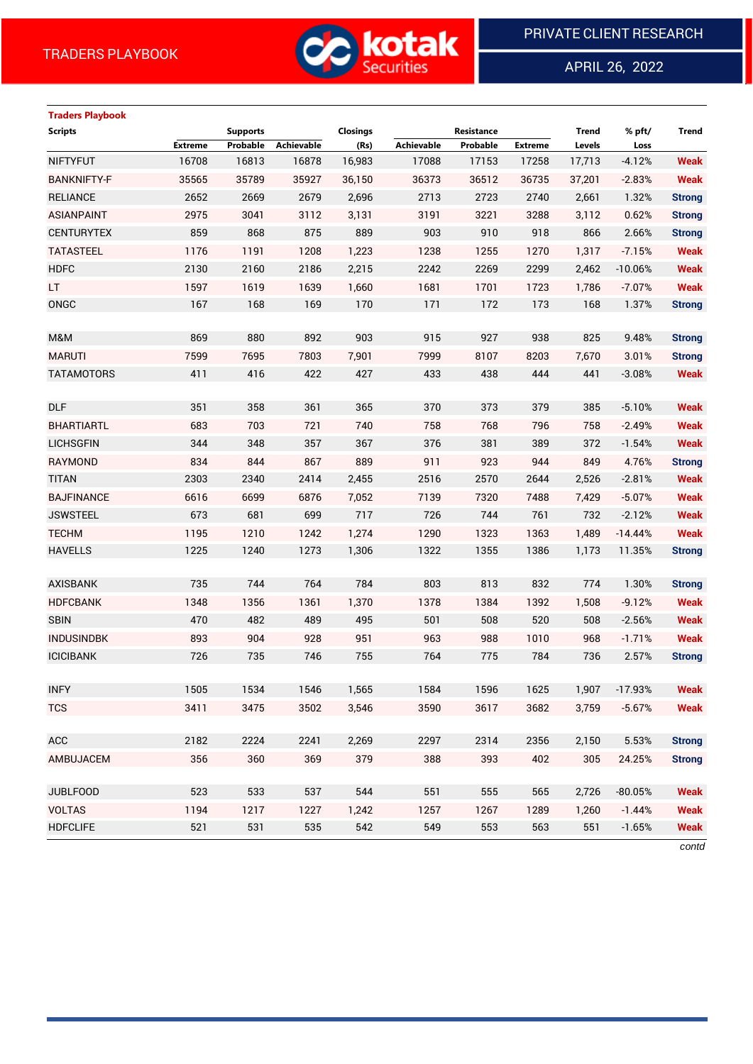TRADERS PLAYBOOK

PRIVATE CLIENT RESEARCH

APRIL 26, 2022

## Traders Playbook

| Scripts | Supports | | | Closings | Resistance | | | Trend | % pft/ | Trend |
|---|---|---|---|---|---|---|---|---|---|---|
| | Extreme | Probable | Achievable | (Rs) | Achievable | Probable | Extreme | Levels | Loss | |
| NIFTYFUT | 16708 | 16813 | 16878 | 16,983 | 17088 | 17153 | 17258 | 17,713 | -4.12% | Weak |
| BANKNIFTY-F | 35565 | 35789 | 35927 | 36,150 | 36373 | 36512 | 36735 | 37,201 | -2.83% | Weak |
| RELIANCE | 2652 | 2669 | 2679 | 2,696 | 2713 | 2723 | 2740 | 2,661 | 1.32% | Strong |
| ASIANPAINT | 2975 | 3041 | 3112 | 3,131 | 3191 | 3221 | 3288 | 3,112 | 0.62% | Strong |
| CENTURYTEX | 859 | 868 | 875 | 889 | 903 | 910 | 918 | 866 | 2.66% | Strong |
| TATASTEEL | 1176 | 1191 | 1208 | 1,223 | 1238 | 1255 | 1270 | 1,317 | -7.15% | Weak |
| HDFC | 2130 | 2160 | 2186 | 2,215 | 2242 | 2269 | 2299 | 2,462 | -10.06% | Weak |
| LT | 1597 | 1619 | 1639 | 1,660 | 1681 | 1701 | 1723 | 1,786 | -7.07% | Weak |
| ONGC | 167 | 168 | 169 | 170 | 171 | 172 | 173 | 168 | 1.37% | Strong |
| | | | | | | | | | | |
| M&M | 869 | 880 | 892 | 903 | 915 | 927 | 938 | 825 | 9.48% | Strong |
| MARUTI | 7599 | 7695 | 7803 | 7,901 | 7999 | 8107 | 8203 | 7,670 | 3.01% | Strong |
| TATAMOTORS | 411 | 416 | 422 | 427 | 433 | 438 | 444 | 441 | -3.08% | Weak |
| | | | | | | | | | | |
| DLF | 351 | 358 | 361 | 365 | 370 | 373 | 379 | 385 | -5.10% | Weak |
| BHARTIARTL | 683 | 703 | 721 | 740 | 758 | 768 | 796 | 758 | -2.49% | Weak |
| LICHSGFIN | 344 | 348 | 357 | 367 | 376 | 381 | 389 | 372 | -1.54% | Weak |
| RAYMOND | 834 | 844 | 867 | 889 | 911 | 923 | 944 | 849 | 4.76% | Strong |
| TITAN | 2303 | 2340 | 2414 | 2,455 | 2516 | 2570 | 2644 | 2,526 | -2.81% | Weak |
| BAJFINANCE | 6616 | 6699 | 6876 | 7,052 | 7139 | 7320 | 7488 | 7,429 | -5.07% | Weak |
| JSWSTEEL | 673 | 681 | 699 | 717 | 726 | 744 | 761 | 732 | -2.12% | Weak |
| TECHM | 1195 | 1210 | 1242 | 1,274 | 1290 | 1323 | 1363 | 1,489 | -14.44% | Weak |
| HAVELLS | 1225 | 1240 | 1273 | 1,306 | 1322 | 1355 | 1386 | 1,173 | 11.35% | Strong |
| | | | | | | | | | | |
| AXISBANK | 735 | 744 | 764 | 784 | 803 | 813 | 832 | 774 | 1.30% | Strong |
| HDFCBANK | 1348 | 1356 | 1361 | 1,370 | 1378 | 1384 | 1392 | 1,508 | -9.12% | Weak |
| SBIN | 470 | 482 | 489 | 495 | 501 | 508 | 520 | 508 | -2.56% | Weak |
| INDUSINDBK | 893 | 904 | 928 | 951 | 963 | 988 | 1010 | 968 | -1.71% | Weak |
| ICICIBANK | 726 | 735 | 746 | 755 | 764 | 775 | 784 | 736 | 2.57% | Strong |
| | | | | | | | | | | |
| INFY | 1505 | 1534 | 1546 | 1,565 | 1584 | 1596 | 1625 | 1,907 | -17.93% | Weak |
| TCS | 3411 | 3475 | 3502 | 3,546 | 3590 | 3617 | 3682 | 3,759 | -5.67% | Weak |
| | | | | | | | | | | |
| ACC | 2182 | 2224 | 2241 | 2,269 | 2297 | 2314 | 2356 | 2,150 | 5.53% | Strong |
| AMBUJACEM | 356 | 360 | 369 | 379 | 388 | 393 | 402 | 305 | 24.25% | Strong |
| | | | | | | | | | | |
| JUBLFOOD | 523 | 533 | 537 | 544 | 551 | 555 | 565 | 2,726 | -80.05% | Weak |
| VOLTAS | 1194 | 1217 | 1227 | 1,242 | 1257 | 1267 | 1289 | 1,260 | -1.44% | Weak |
| HDFCLIFE | 521 | 531 | 535 | 542 | 549 | 553 | 563 | 551 | -1.65% | Weak |

*contd*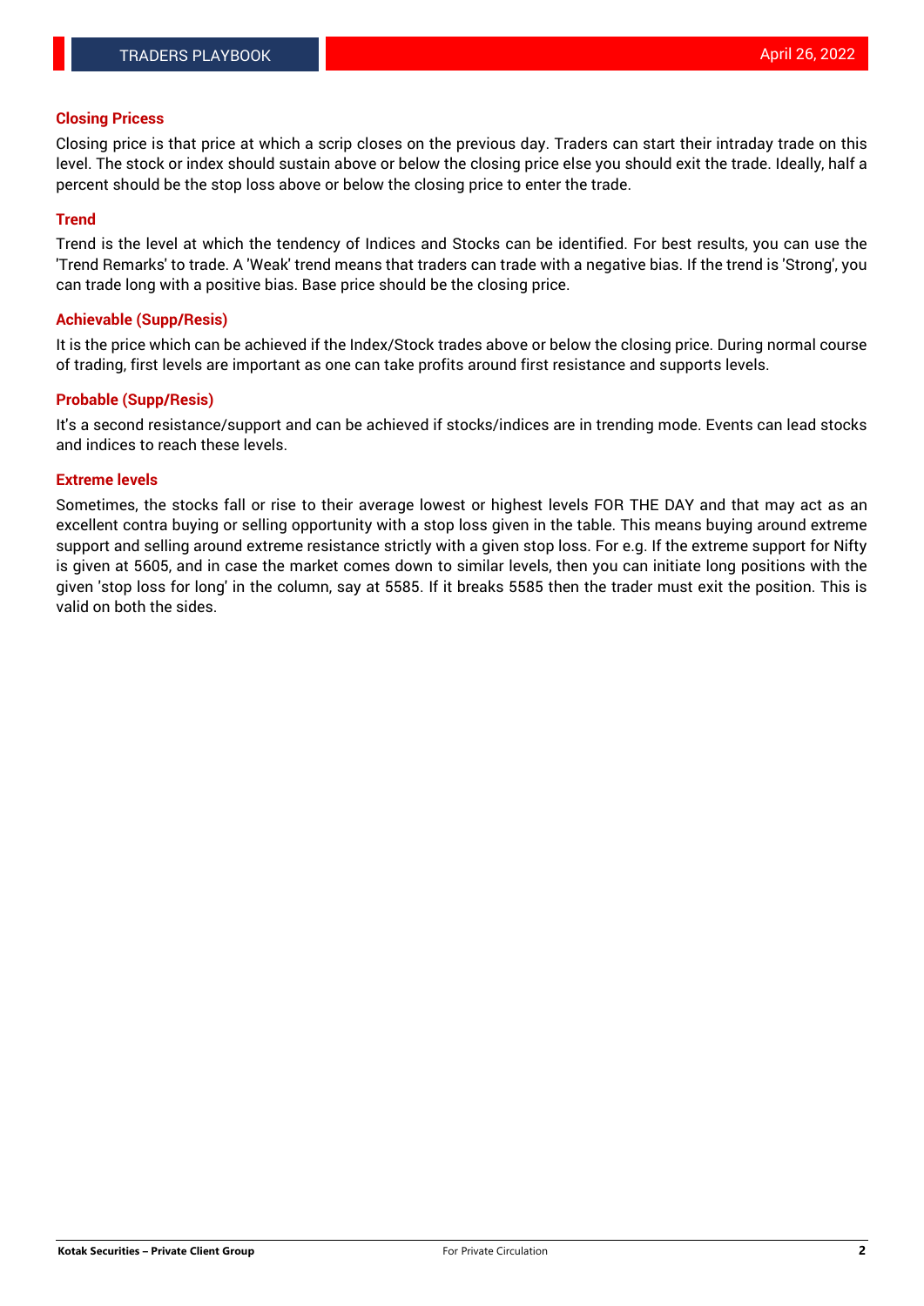## Closing Pricess

Closing price is that price at which a scrip closes on the previous day. Traders can start their intraday trade on this level. The stock or index should sustain above or below the closing price else you should exit the trade. Ideally, half a percent should be the stop loss above or below the closing price to enter the trade.

## Trend

Trend is the level at which the tendency of Indices and Stocks can be identified. For best results, you can use the 'Trend Remarks' to trade. A 'Weak' trend means that traders can trade with a negative bias. If the trend is 'Strong', you can trade long with a positive bias. Base price should be the closing price.

## Achievable (Supp/Resis)

It is the price which can be achieved if the Index/Stock trades above or below the closing price. During normal course of trading, first levels are important as one can take profits around first resistance and supports levels.

## Probable (Supp/Resis)

It's a second resistance/support and can be achieved if stocks/indices are in trending mode. Events can lead stocks and indices to reach these levels.

## Extreme levels

Sometimes, the stocks fall or rise to their average lowest or highest levels FOR THE DAY and that may act as an excellent contra buying or selling opportunity with a stop loss given in the table. This means buying around extreme support and selling around extreme resistance strictly with a given stop loss. For e.g. If the extreme support for Nifty is given at 5605, and in case the market comes down to similar levels, then you can initiate long positions with the given 'stop loss for long' in the column, say at 5585. If it breaks 5585 then the trader must exit the position. This is valid on both the sides.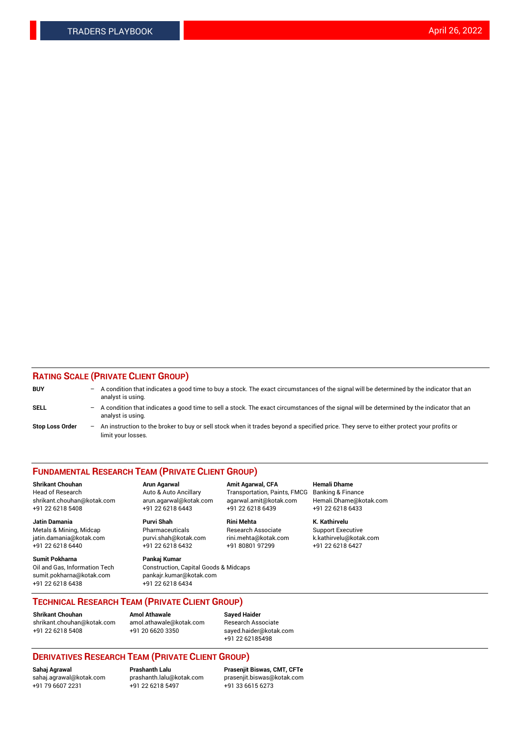## RATING SCALE (PRIVATE CLIENT GROUP)

**BUY** – A condition that indicates a good time to buy a stock. The exact circumstances of the signal will be determined by the indicator that an analyst is using.

**SELL** – A condition that indicates a good time to sell a stock. The exact circumstances of the signal will be determined by the indicator that an analyst is using.

**Stop Loss Order** – An instruction to the broker to buy or sell stock when it trades beyond a specified price. They serve to either protect your profits or limit your losses.

## FUNDAMENTAL RESEARCH TEAM (PRIVATE CLIENT GROUP)

**Shrikant Chouhan**
Head of Research
shrikant.chouhan@kotak.com
+91 22 6218 5408

**Arun Agarwal**
Auto & Auto Ancillary
arun.agarwal@kotak.com
+91 22 6218 6443

**Amit Agarwal, CFA**
Transportation, Paints, FMCG
agarwal.amit@kotak.com
+91 22 6218 6439

**Hemali Dhame**
Banking & Finance
Hemali.Dhame@kotak.com
+91 22 6218 6433

**Jatin Damania**
Metals & Mining, Midcap
jatin.damania@kotak.com
+91 22 6218 6440

**Purvi Shah**
Pharmaceuticals
purvi.shah@kotak.com
+91 22 6218 6432

**Rini Mehta**
Research Associate
rini.mehta@kotak.com
+91 80801 97299

**K. Kathirvelu**
Support Executive
k.kathirvelu@kotak.com
+91 22 6218 6427

**Sumit Pokharna**
Oil and Gas, Information Tech
sumit.pokharna@kotak.com
+91 22 6218 6438

**Pankaj Kumar**
Construction, Capital Goods & Midcaps
pankajr.kumar@kotak.com
+91 22 6218 6434

## TECHNICAL RESEARCH TEAM (PRIVATE CLIENT GROUP)

**Shrikant Chouhan**
shrikant.chouhan@kotak.com
+91 22 6218 5408

**Amol Athawale**
amol.athawale@kotak.com
+91 20 6620 3350

**Sayed Haider**
Research Associate
sayed.haider@kotak.com
+91 22 62185498

## DERIVATIVES RESEARCH TEAM (PRIVATE CLIENT GROUP)

**Sahaj Agrawal**
sahaj.agrawal@kotak.com
+91 79 6607 2231

**Prashanth Lalu**
prashanth.lalu@kotak.com
+91 22 6218 5497

**Prasenjit Biswas, CMT, CFTe**
prasenjit.biswas@kotak.com
+91 33 6615 6273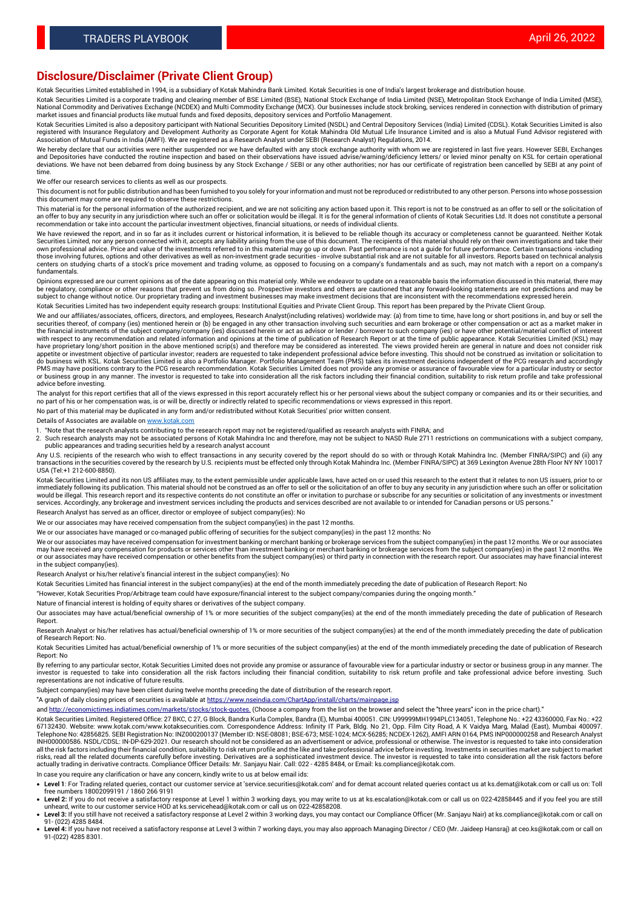# Disclosure/Disclaimer (Private Client Group)

Kotak Securities Limited established in 1994, is a subsidiary of Kotak Mahindra Bank Limited. Kotak Securities is one of India's largest brokerage and distribution house.

Kotak Securities Limited is a corporate trading and clearing member of BSE Limited (BSE), National Stock Exchange of India Limited (NSE), Metropolitan Stock Exchange of India Limited (MSE), National Commodity and Derivatives Exchange (NCDEX) and Multi Commodity Exchange (MCX). Our businesses include stock broking, services rendered in connection with distribution of primary market issues and financial products like mutual funds and fixed deposits, depository services and Portfolio Management.

Kotak Securities Limited is also a depository participant with National Securities Depository Limited (NSDL) and Central Depository Services (India) Limited (CDSL). Kotak Securities Limited is also registered with Insurance Regulatory and Development Authority as Corporate Agent for Kotak Mahindra Old Mutual Life Insurance Limited and is also a Mutual Fund Advisor registered with Association of Mutual Funds in India (AMFI). We are registered as a Research Analyst under SEBI (Research Analyst) Regulations, 2014.

We hereby declare that our activities were neither suspended nor we have defaulted with any stock exchange authority with whom we are registered in last five years. However SEBI, Exchanges and Depositories have conducted the routine inspection and based on their observations have issued advise/warning/deficiency letters/ or levied minor penalty on KSL for certain operational deviations. We have not been debarred from doing business by any Stock Exchange / SEBI or any other authorities; nor has our certificate of registration been cancelled by SEBI at any point of time.

We offer our research services to clients as well as our prospects.

This document is not for public distribution and has been furnished to you solely for your information and must not be reproduced or redistributed to any other person. Persons into whose possession this document may come are required to observe these restrictions.

This material is for the personal information of the authorized recipient, and we are not soliciting any action based upon it. This report is not to be construed as an offer to sell or the solicitation of an offer to buy any security in any jurisdiction where such an offer or solicitation would be illegal. It is for the general information of clients of Kotak Securities Ltd. It does not constitute a personal recommendation or take into account the particular investment objectives, financial situations, or needs of individual clients.

We have reviewed the report, and in so far as it includes current or historical information, it is believed to be reliable though its accuracy or completeness cannot be guaranteed. Neither Kotak Securities Limited, nor any person connected with it, accepts any liability arising from the use of this document. The recipients of this material should rely on their own investigations and take their own professional advice. Price and value of the investments referred to in this material may go up or down. Past performance is not a guide for future performance. Certain transactions -including those involving futures, options and other derivatives as well as non-investment grade securities - involve substantial risk and are not suitable for all investors. Reports based on technical analysis centers on studying charts of a stock's price movement and trading volume, as opposed to focusing on a company's fundamentals and as such, may not match with a report on a company's fundamentals.

Opinions expressed are our current opinions as of the date appearing on this material only. While we endeavor to update on a reasonable basis the information discussed in this material, there may be regulatory, compliance or other reasons that prevent us from doing so. Prospective investors and others are cautioned that any forward-looking statements are not predictions and may be subject to change without notice. Our proprietary trading and investment businesses may make investment decisions that are inconsistent with the recommendations expressed herein.

Kotak Securities Limited has two independent equity research groups: Institutional Equities and Private Client Group. This report has been prepared by the Private Client Group.

We and our affiliates/associates, officers, directors, and employees, Research Analyst(including relatives) worldwide may: (a) from time to time, have long or short positions in, and buy or sell the securities thereof, of company (ies) mentioned herein or (b) be engaged in any other transaction involving such securities and earn brokerage or other compensation or act as a market maker in the financial instruments of the subject company/company (ies) discussed herein or act as advisor or lender / borrower to such company (ies) or have other potential/material conflict of interest with respect to any recommendation and related information and opinions at the time of publication of Research Report or at the time of public appearance. Kotak Securities Limited (KSL) may have proprietary long/short position in the above mentioned scrip(s) and therefore may be considered as interested. The views provided herein are general in nature and does not consider risk appetite or investment objective of particular investor; readers are requested to take independent professional advice before investing. This should not be construed as invitation or solicitation to do business with KSL. Kotak Securities Limited is also a Portfolio Manager. Portfolio Management Team (PMS) takes its investment decisions independent of the PCG research and accordingly PMS may have positions contrary to the PCG research recommendation. Kotak Securities Limited does not provide any promise or assurance of favourable view for a particular industry or sector or business group in any manner. The investor is requested to take into consideration all the risk factors including their financial condition, suitability to risk return profile and take professional advice before investing.

The analyst for this report certifies that all of the views expressed in this report accurately reflect his or her personal views about the subject company or companies and its or their securities, and no part of his or her compensation was, is or will be, directly or indirectly related to specific recommendations or views expressed in this report.

No part of this material may be duplicated in any form and/or redistributed without Kotak Securities' prior written consent.

Details of Associates are available on www.kotak.com

1. "Note that the research analysts contributing to the research report may not be registered/qualified as research analysts with FINRA; and
2. Such research analysts may not be associated persons of Kotak Mahindra Inc and therefore, may not be subject to NASD Rule 2711 restrictions on communications with a subject company, public appearances and trading securities held by a research analyst account

Any U.S. recipients of the research who wish to effect transactions in any security covered by the report should do so with or through Kotak Mahindra Inc. (Member FINRA/SIPC) and (ii) any transactions in the securities covered by the research by U.S. recipients must be effected only through Kotak Mahindra Inc. (Member FINRA/SIPC) at 369 Lexington Avenue 28th Floor NY NY 10017 USA (Tel:+1 212-600-8850).

Kotak Securities Limited and its non US affiliates may, to the extent permissible under applicable laws, have acted on or used this research to the extent that it relates to non US issuers, prior to or immediately following its publication. This material should not be construed as an offer to sell or the solicitation of an offer to buy any security in any jurisdiction where such an offer or solicitation would be illegal. This research report and its respective contents do not constitute an offer or invitation to purchase or subscribe for any securities or solicitation of any investments or investment services. Accordingly, any brokerage and investment services including the products and services described are not available to or intended for Canadian persons or US persons."

Research Analyst has served as an officer, director or employee of subject company(ies): No

We or our associates may have received compensation from the subject company(ies) in the past 12 months.

We or our associates have managed or co-managed public offering of securities for the subject company(ies) in the past 12 months: No

We or our associates may have received compensation for investment banking or merchant banking or brokerage services from the subject company(ies) in the past 12 months. We or our associates may have received any compensation for products or services other than investment banking or merchant banking or brokerage services from the subject company(ies) in the past 12 months. We or our associates may have received compensation or other benefits from the subject company(ies) or third party in connection with the research report. Our associates may have financial interest in the subject company(ies).

Research Analyst or his/her relative's financial interest in the subject company(ies): No

Kotak Securities Limited has financial interest in the subject company(ies) at the end of the month immediately preceding the date of publication of Research Report: No

"However, Kotak Securities Prop/Arbitrage team could have exposure/financial interest to the subject company/companies during the ongoing month."

Nature of financial interest is holding of equity shares or derivatives of the subject company.

Our associates may have actual/beneficial ownership of 1% or more securities of the subject company(ies) at the end of the month immediately preceding the date of publication of Research Report.

Research Analyst or his/her relatives has actual/beneficial ownership of 1% or more securities of the subject company(ies) at the end of the month immediately preceding the date of publication of Research Report: No.

Kotak Securities Limited has actual/beneficial ownership of 1% or more securities of the subject company(ies) at the end of the month immediately preceding the date of publication of Research Report: No

By referring to any particular sector, Kotak Securities Limited does not provide any promise or assurance of favourable view for a particular industry or sector or business group in any manner. The investor is requested to take into consideration all the risk factors including their financial condition, suitability to risk return profile and take professional advice before investing. Such representations are not indicative of future results.

Subject company(ies) may have been client during twelve months preceding the date of distribution of the research report.

"A graph of daily closing prices of securities is available at https://www.nseindia.com/ChartApp/install/charts/mainpage.jsp

and http://economictimes.indiatimes.com/markets/stocks/stock-quotes. (Choose a company from the list on the browser and select the "three years" icon in the price chart)."

Kotak Securities Limited. Registered Office: 27 BKC, C 27, G Block, Bandra Kurla Complex, Bandra (E), Mumbai 400051. CIN: U99999MH1994PLC134051, Telephone No.: +22 43360000, Fax No.: +22 67132430. Website: www.kotak.com/www.kotaksecurities.com. Correspondence Address: Infinity IT Park, Bldg. No 21, Opp. Film City Road, A K Vaidya Marg, Malad (East), Mumbai 400097. Telephone No: 42856825. SEBI Registration No: INZ000200137 (Member ID: NSE-08081; BSE-673; MSE-1024; MCX-56285; NCDEX-1262), AMFI ARN 0164, PMS INP000000258 and Research Analyst INH000000586. NSDL/CDSL: IN-DP-629-2021. Our research should not be considered as an advertisement or advice, professional or otherwise. The investor is requested to take into consideration all the risk factors including their financial condition, suitability to risk return profile and the like and take professional advice before investing. Investments in securities market are subject to market risks, read all the related documents carefully before investing. Derivatives are a sophisticated investment device. The investor is requested to take into consideration all the risk factors before actually trading in derivative contracts. Compliance Officer Details: Mr. Sanjayu Nair. Call: 022 - 4285 8484, or Email: ks.compliance@kotak.com.

In case you require any clarification or have any concern, kindly write to us at below email ids:

- **Level 1**: For Trading related queries, contact our customer service at 'service.securities@kotak.com' and for demat account related queries contact us at ks.demat@kotak.com or call us on: Toll free numbers 18002099191 / 1860 266 9191
- **Level 2:** If you do not receive a satisfactory response at Level 1 within 3 working days, you may write to us at ks.escalation@kotak.com or call us on 022-42858445 and if you feel you are still unheard, write to our customer service HOD at ks.servicehead@kotak.com or call us on 022-42858208.
- **Level 3:** If you still have not received a satisfactory response at Level 2 within 3 working days, you may contact our Compliance Officer (Mr. Sanjayu Nair) at ks.compliance@kotak.com or call on 91- (022) 4285 8484.
- **Level 4:** If you have not received a satisfactory response at Level 3 within 7 working days, you may also approach Managing Director / CEO (Mr. Jaideep Hansraj) at ceo.ks@kotak.com or call on 91-(022) 4285 8301.